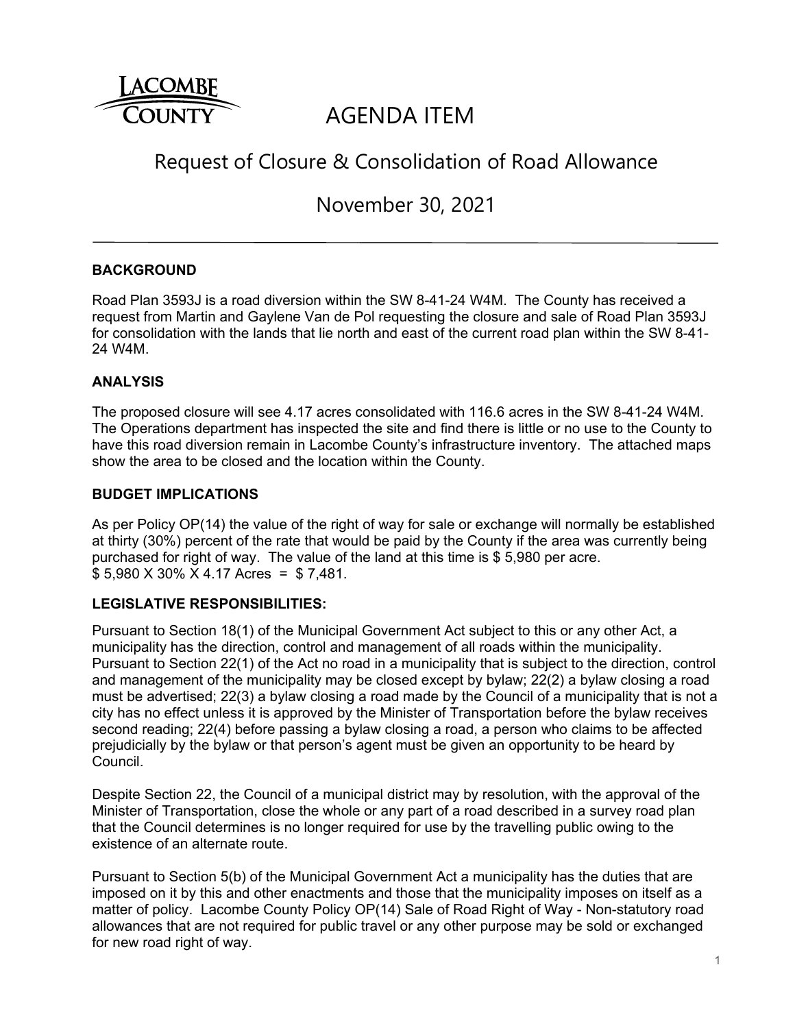LACOMBE COUNTY

# AGENDA ITEM

## Request of Closure & Consolidation of Road Allowance

## November 30, 2021

---

**BACKGROUND**

Road Plan 3593J is a road diversion within the SW 8-41-24 W4M. The County has received a request from Martin and Gaylene Van de Pol requesting the closure and sale of Road Plan 3593J for consolidation with the lands that lie north and east of the current road plan within the SW 8-41-24 W4M.

**ANALYSIS**

The proposed closure will see 4.17 acres consolidated with 116.6 acres in the SW 8-41-24 W4M. The Operations department has inspected the site and find there is little or no use to the County to have this road diversion remain in Lacombe County's infrastructure inventory. The attached maps show the area to be closed and the location within the County.

**BUDGET IMPLICATIONS**

As per Policy OP(14) the value of the right of way for sale or exchange will normally be established at thirty (30%) percent of the rate that would be paid by the County if the area was currently being purchased for right of way. The value of the land at this time is $ 5,980 per acre.
$ 5,980 X 30% X 4.17 Acres = $ 7,481.

**LEGISLATIVE RESPONSIBILITIES:**

Pursuant to Section 18(1) of the Municipal Government Act subject to this or any other Act, a municipality has the direction, control and management of all roads within the municipality. Pursuant to Section 22(1) of the Act no road in a municipality that is subject to the direction, control and management of the municipality may be closed except by bylaw; 22(2) a bylaw closing a road must be advertised; 22(3) a bylaw closing a road made by the Council of a municipality that is not a city has no effect unless it is approved by the Minister of Transportation before the bylaw receives second reading; 22(4) before passing a bylaw closing a road, a person who claims to be affected prejudicially by the bylaw or that person's agent must be given an opportunity to be heard by Council.

Despite Section 22, the Council of a municipal district may by resolution, with the approval of the Minister of Transportation, close the whole or any part of a road described in a survey road plan that the Council determines is no longer required for use by the travelling public owing to the existence of an alternate route.

Pursuant to Section 5(b) of the Municipal Government Act a municipality has the duties that are imposed on it by this and other enactments and those that the municipality imposes on itself as a matter of policy. Lacombe County Policy OP(14) Sale of Road Right of Way - Non-statutory road allowances that are not required for public travel or any other purpose may be sold or exchanged for new road right of way.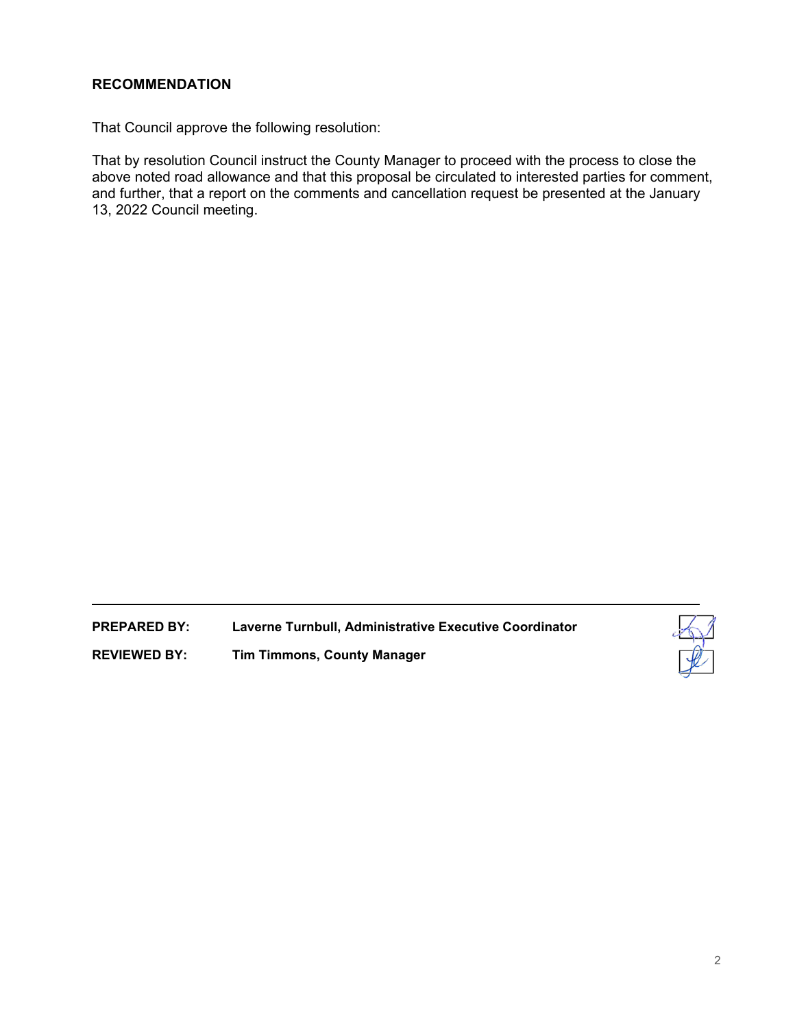## RECOMMENDATION

That Council approve the following resolution:

That by resolution Council instruct the County Manager to proceed with the process to close the above noted road allowance and that this proposal be circulated to interested parties for comment, and further, that a report on the comments and cancellation request be presented at the January 13, 2022 Council meeting.

---

**PREPARED BY:** **Laverne Turnbull, Administrative Executive Coordinator**

**REVIEWED BY:** **Tim Timmons, County Manager**